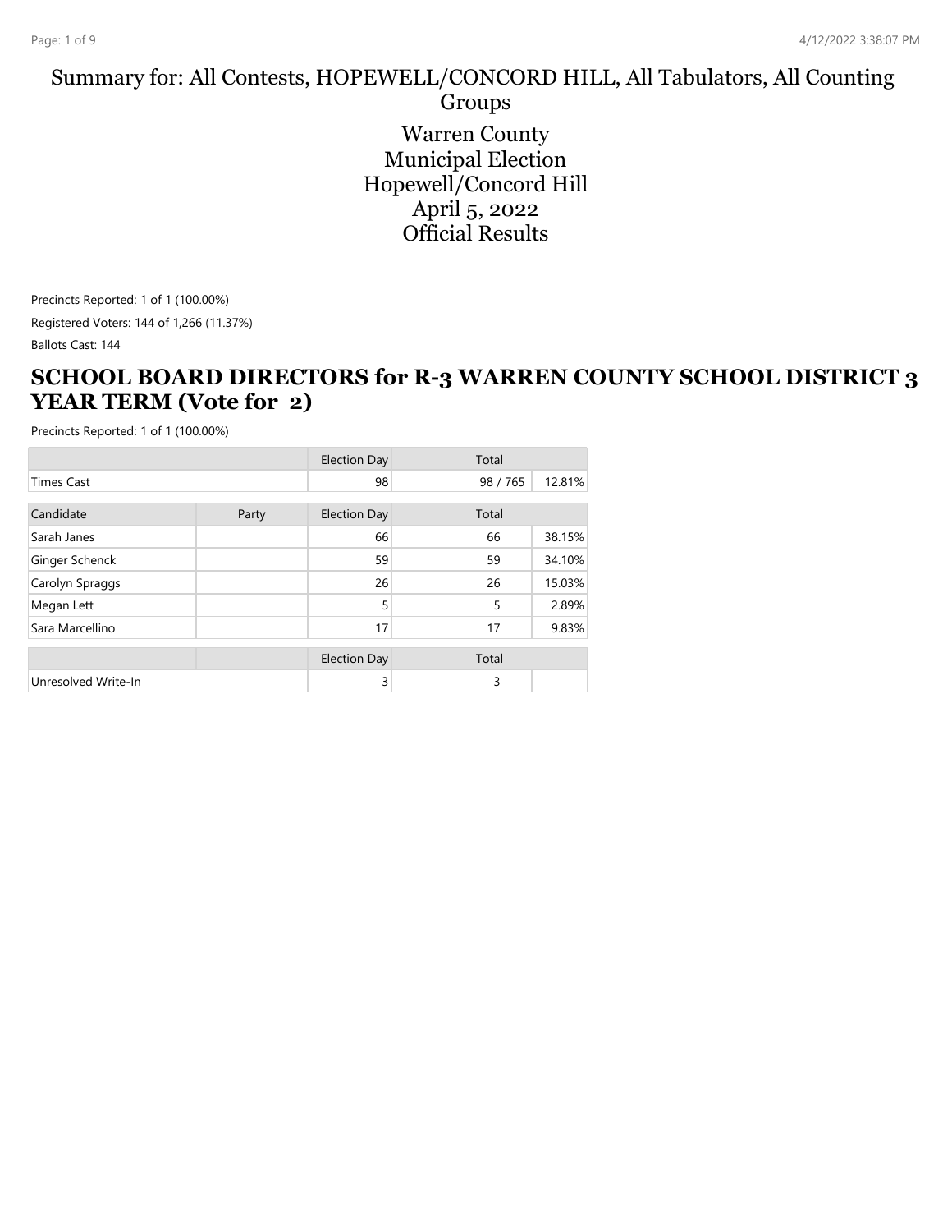# Summary for: All Contests, HOPEWELL/CONCORD HILL, All Tabulators, All Counting Groups

Warren County
Municipal Election
Hopewell/Concord Hill
April 5, 2022
Official Results

Precincts Reported: 1 of 1 (100.00%)

Registered Voters: 144 of 1,266 (11.37%)

Ballots Cast: 144

## SCHOOL BOARD DIRECTORS for R-3 WARREN COUNTY SCHOOL DISTRICT 3 YEAR TERM (Vote for 2)

Precincts Reported: 1 of 1 (100.00%)

| | | Election Day | Total | |
|---|---|---|---|---|
| Times Cast | | 98 | 98 / 765 | 12.81% |

| Candidate | Party | Election Day | Total | |
|---|---|---|---|---|
| Sarah Janes | | 66 | 66 | 38.15% |
| Ginger Schenck | | 59 | 59 | 34.10% |
| Carolyn Spraggs | | 26 | 26 | 15.03% |
| Megan Lett | | 5 | 5 | 2.89% |
| Sara Marcellino | | 17 | 17 | 9.83% |

| | | Election Day | Total | |
|---|---|---|---|---|
| Unresolved Write-In | | 3 | 3 | |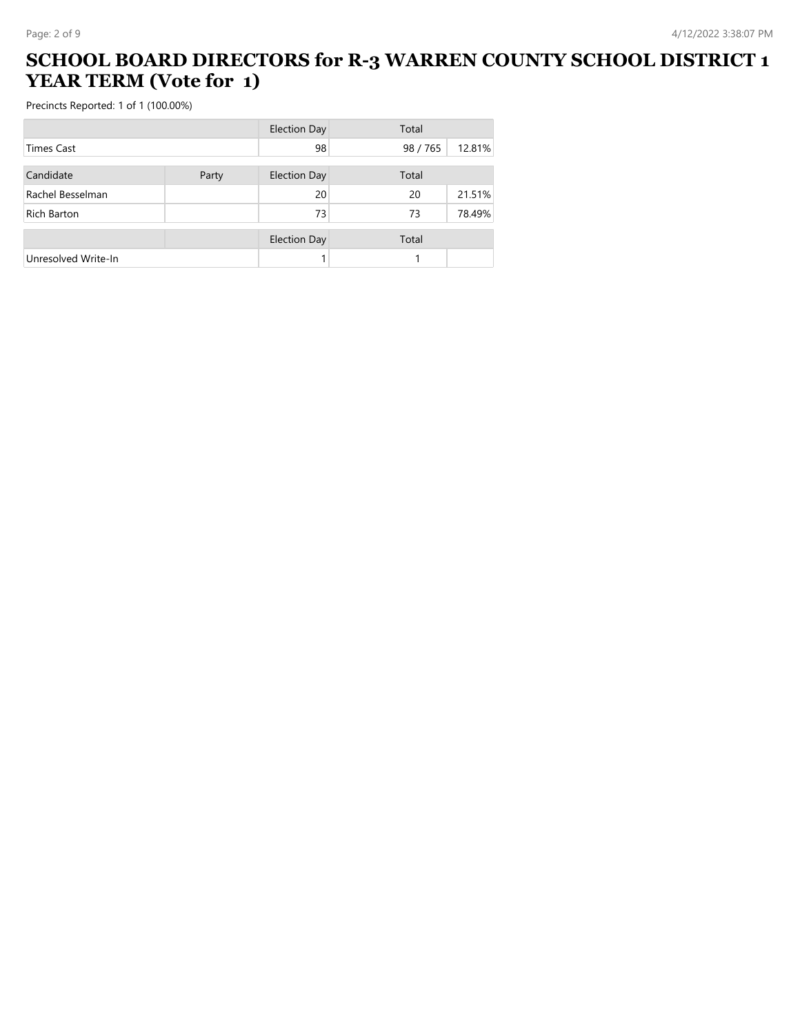# SCHOOL BOARD DIRECTORS for R-3 WARREN COUNTY SCHOOL DISTRICT 1 YEAR TERM (Vote for 1)

Precincts Reported: 1 of 1 (100.00%)

| | | Election Day | Total | |
|---|---|---|---|---|
| Times Cast | | 98 | 98 / 765 | 12.81% |

| Candidate | Party | Election Day | Total | |
|---|---|---|---|---|
| Rachel Besselman | | 20 | 20 | 21.51% |
| Rich Barton | | 73 | 73 | 78.49% |

| | | Election Day | Total | |
|---|---|---|---|---|
| Unresolved Write-In | | 1 | 1 | |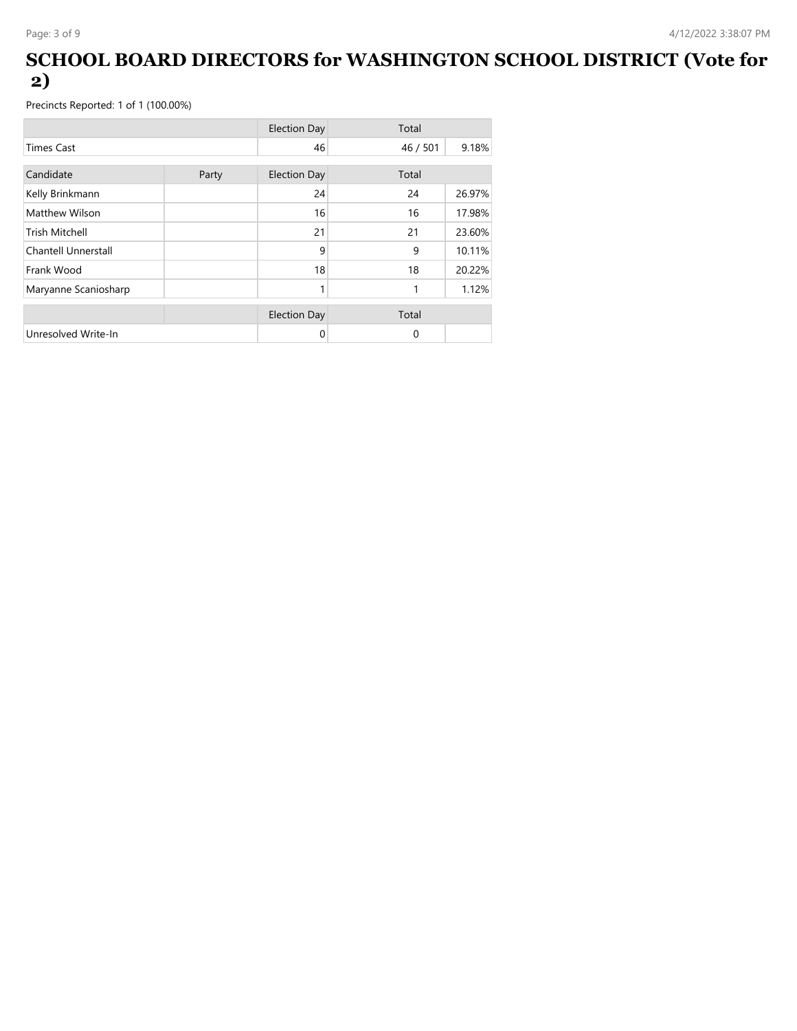# SCHOOL BOARD DIRECTORS for WASHINGTON SCHOOL DISTRICT (Vote for 2)

Precincts Reported: 1 of 1 (100.00%)

| | Election Day | Total | |
|---|---|---|---|
| Times Cast | 46 | 46 / 501 | 9.18% |

| Candidate | Party | Election Day | Total | |
|---|---|---|---|---|
| Kelly Brinkmann | | 24 | 24 | 26.97% |
| Matthew Wilson | | 16 | 16 | 17.98% |
| Trish Mitchell | | 21 | 21 | 23.60% |
| Chantell Unnerstall | | 9 | 9 | 10.11% |
| Frank Wood | | 18 | 18 | 20.22% |
| Maryanne Scaniosharp | | 1 | 1 | 1.12% |

| | Election Day | Total | |
|---|---|---|---|
| Unresolved Write-In | 0 | 0 | |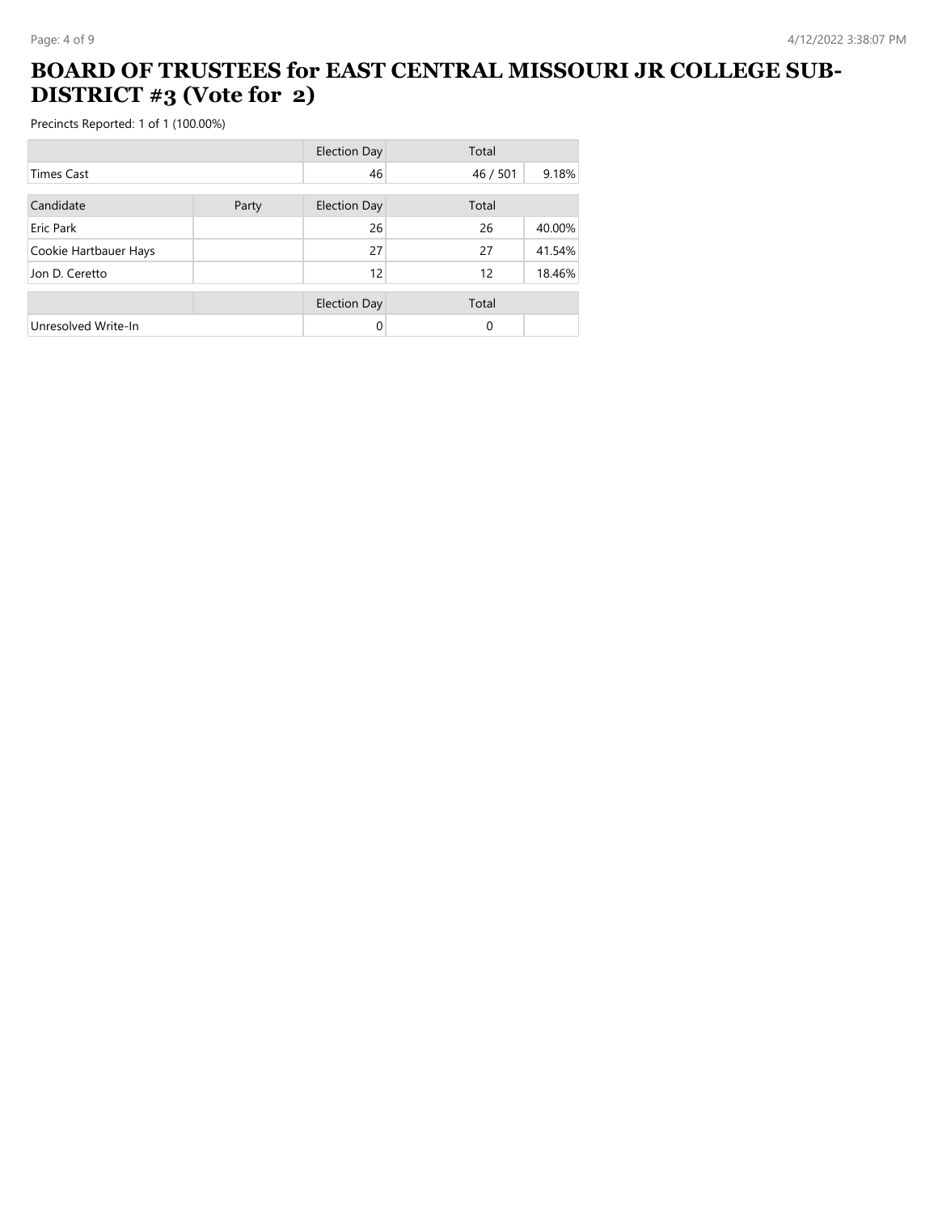# BOARD OF TRUSTEES for EAST CENTRAL MISSOURI JR COLLEGE SUB-DISTRICT #3 (Vote for 2)

Precincts Reported: 1 of 1 (100.00%)

| | | Election Day | Total | |
|---|---|---|---|---|
| Times Cast | | 46 | 46 / 501 | 9.18% |

| Candidate | Party | Election Day | Total | |
|---|---|---|---|---|
| Eric Park | | 26 | 26 | 40.00% |
| Cookie Hartbauer Hays | | 27 | 27 | 41.54% |
| Jon D. Ceretto | | 12 | 12 | 18.46% |

| | | Election Day | Total | |
|---|---|---|---|---|
| Unresolved Write-In | | 0 | 0 | |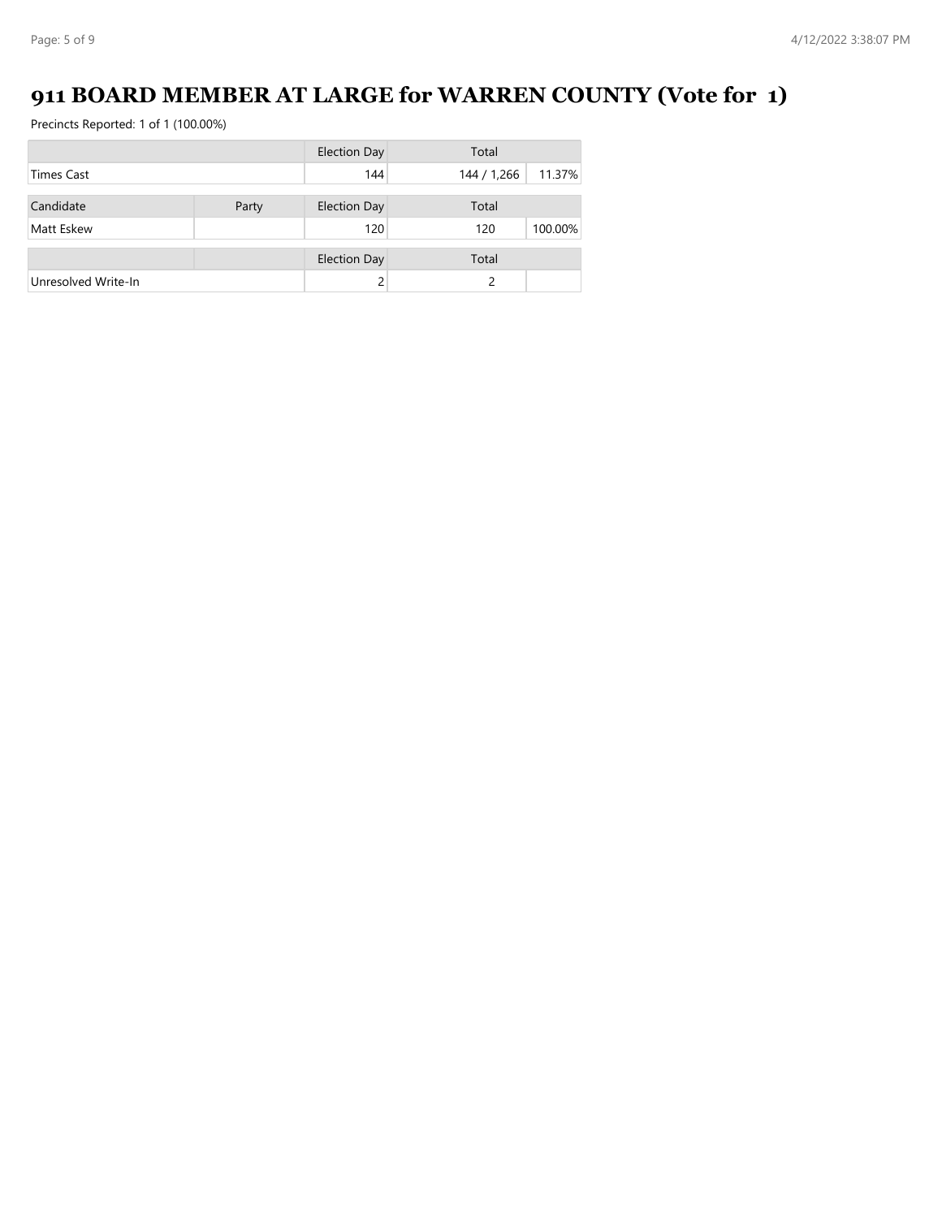# 911 BOARD MEMBER AT LARGE for WARREN COUNTY (Vote for 1)

Precincts Reported: 1 of 1 (100.00%)

| | | Election Day | Total | |
|---|---|---|---|---|
| Times Cast | | 144 | 144 / 1,266 | 11.37% |

| Candidate | Party | Election Day | Total | |
|---|---|---|---|---|
| Matt Eskew | | 120 | 120 | 100.00% |

| | | Election Day | Total | |
|---|---|---|---|---|
| Unresolved Write-In | | 2 | 2 | |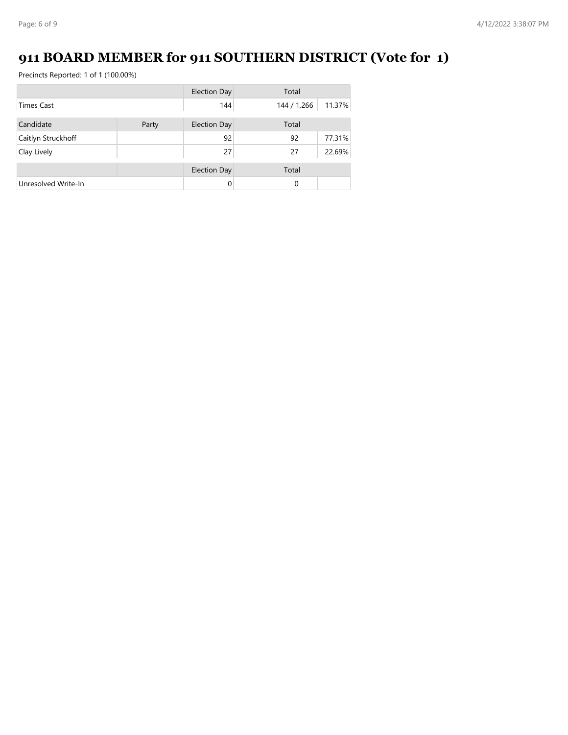# 911 BOARD MEMBER for 911 SOUTHERN DISTRICT (Vote for 1)

Precincts Reported: 1 of 1 (100.00%)

| | | Election Day | Total | |
|---|---|---|---|---|
| Times Cast | | 144 | 144 / 1,266 | 11.37% |

| Candidate | Party | Election Day | Total | |
|---|---|---|---|---|
| Caitlyn Struckhoff | | 92 | 92 | 77.31% |
| Clay Lively | | 27 | 27 | 22.69% |

| | | Election Day | Total | |
|---|---|---|---|---|
| Unresolved Write-In | | 0 | 0 | |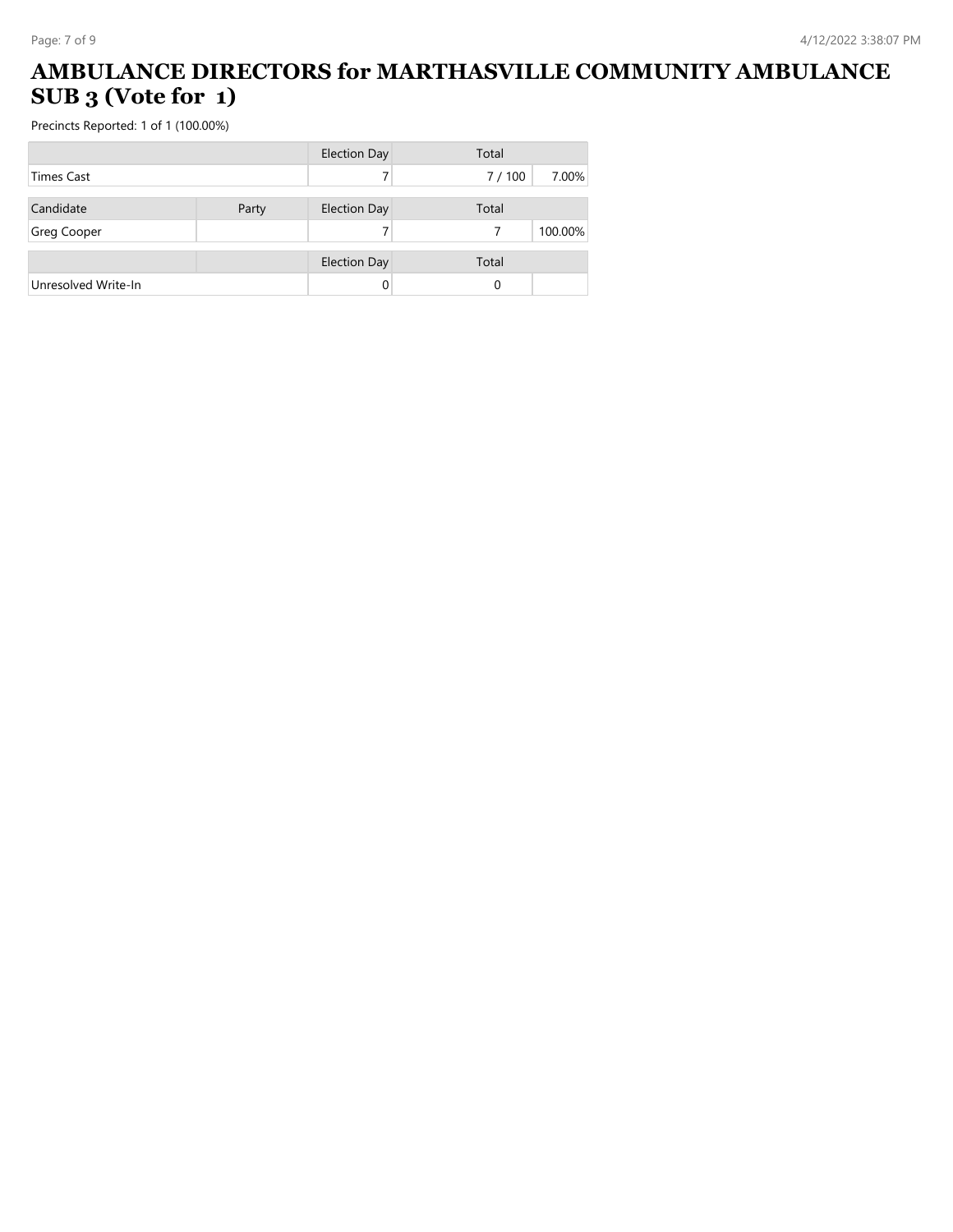# AMBULANCE DIRECTORS for MARTHASVILLE COMMUNITY AMBULANCE SUB 3 (Vote for 1)

Precincts Reported: 1 of 1 (100.00%)

| | | Election Day | Total | |
|---|---|---|---|---|
| Times Cast | | 7 | 7 / 100 | 7.00% |

| Candidate | Party | Election Day | Total | |
|---|---|---|---|---|
| Greg Cooper | | 7 | 7 | 100.00% |

| | | Election Day | Total | |
|---|---|---|---|---|
| Unresolved Write-In | | 0 | 0 | |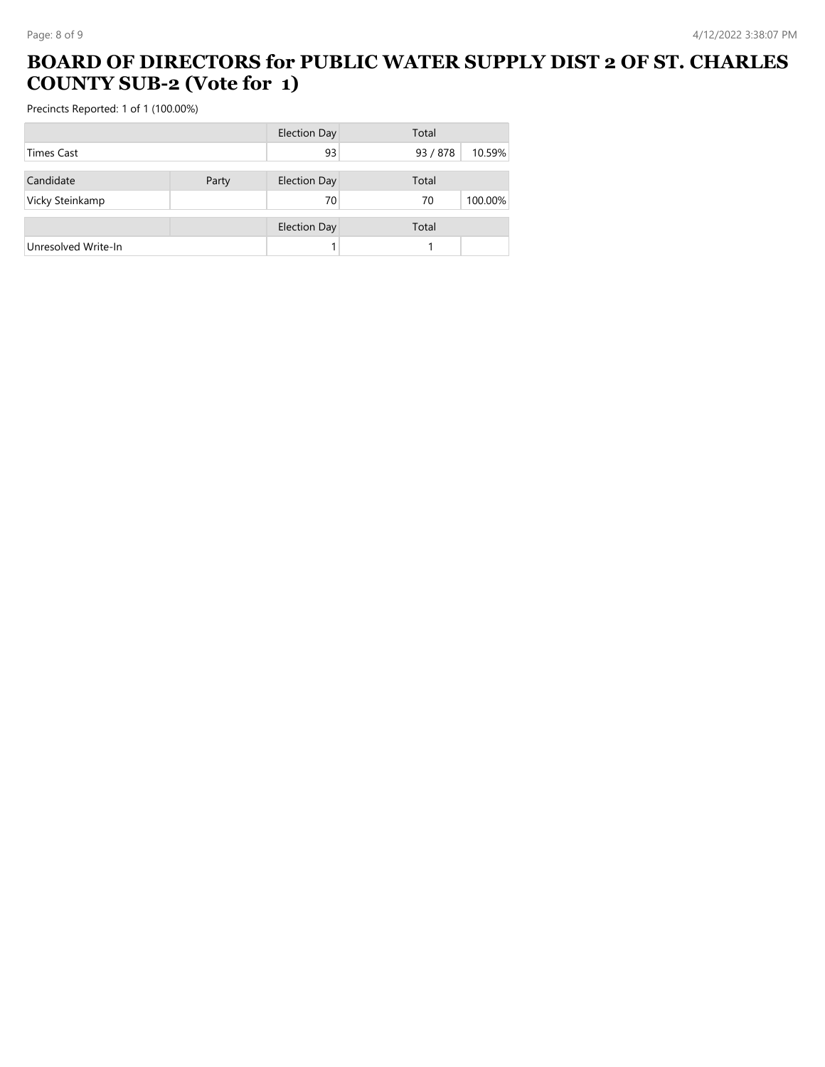# BOARD OF DIRECTORS for PUBLIC WATER SUPPLY DIST 2 OF ST. CHARLES COUNTY SUB-2 (Vote for 1)

Precincts Reported: 1 of 1 (100.00%)

| | | Election Day | Total | |
|---|---|---|---|---|
| Times Cast | | 93 | 93 / 878 | 10.59% |

| Candidate | Party | Election Day | Total | |
|---|---|---|---|---|
| Vicky Steinkamp | | 70 | 70 | 100.00% |

| | | Election Day | Total | |
|---|---|---|---|---|
| Unresolved Write-In | | 1 | 1 | |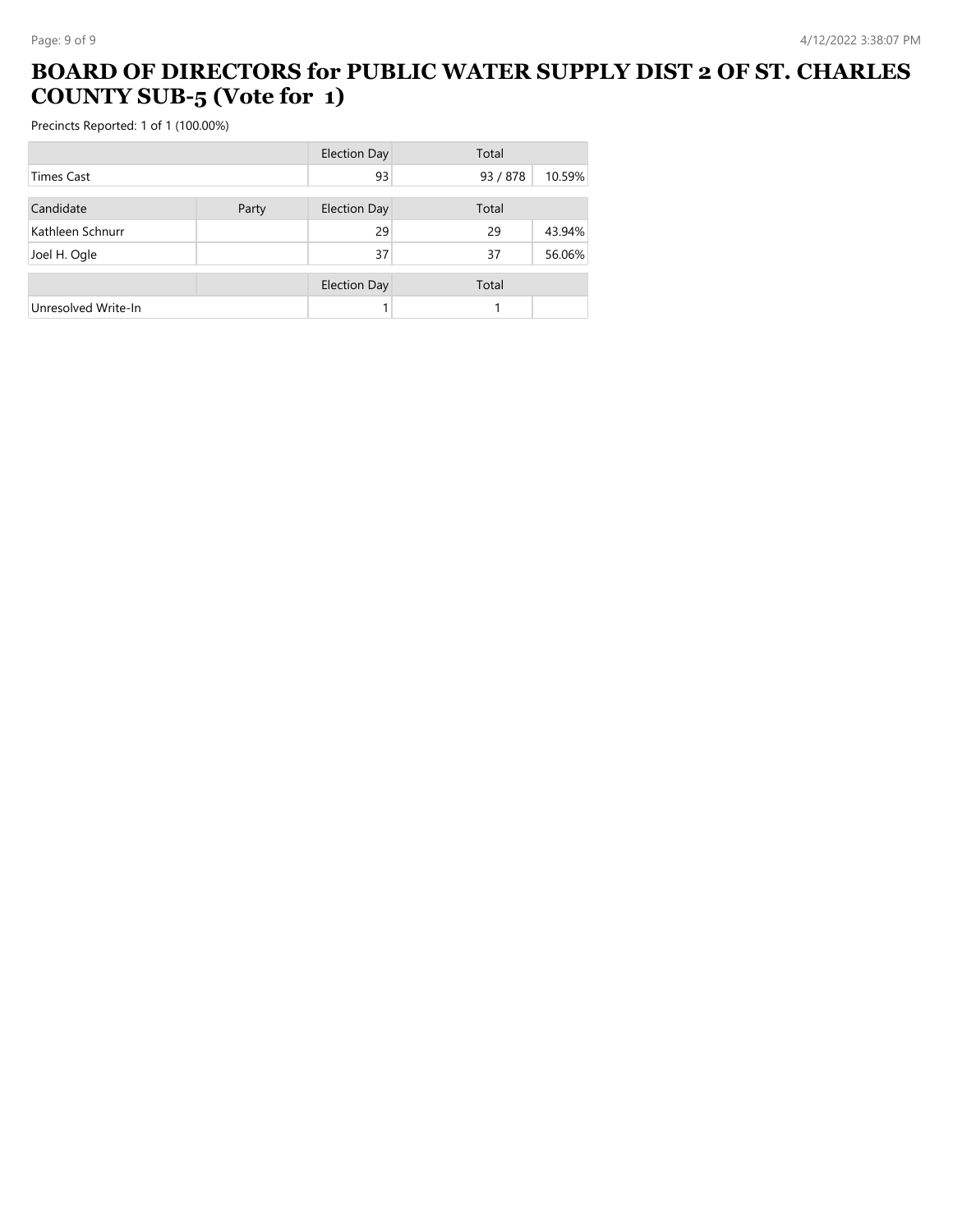# BOARD OF DIRECTORS for PUBLIC WATER SUPPLY DIST 2 OF ST. CHARLES COUNTY SUB-5 (Vote for 1)

Precincts Reported: 1 of 1 (100.00%)

| | | Election Day | Total | |
|---|---|---|---|---|
| Times Cast | | 93 | 93 / 878 | 10.59% |

| Candidate | Party | Election Day | Total | |
|---|---|---|---|---|
| Kathleen Schnurr | | 29 | 29 | 43.94% |
| Joel H. Ogle | | 37 | 37 | 56.06% |

| | | Election Day | Total | |
|---|---|---|---|---|
| Unresolved Write-In | | 1 | 1 | |